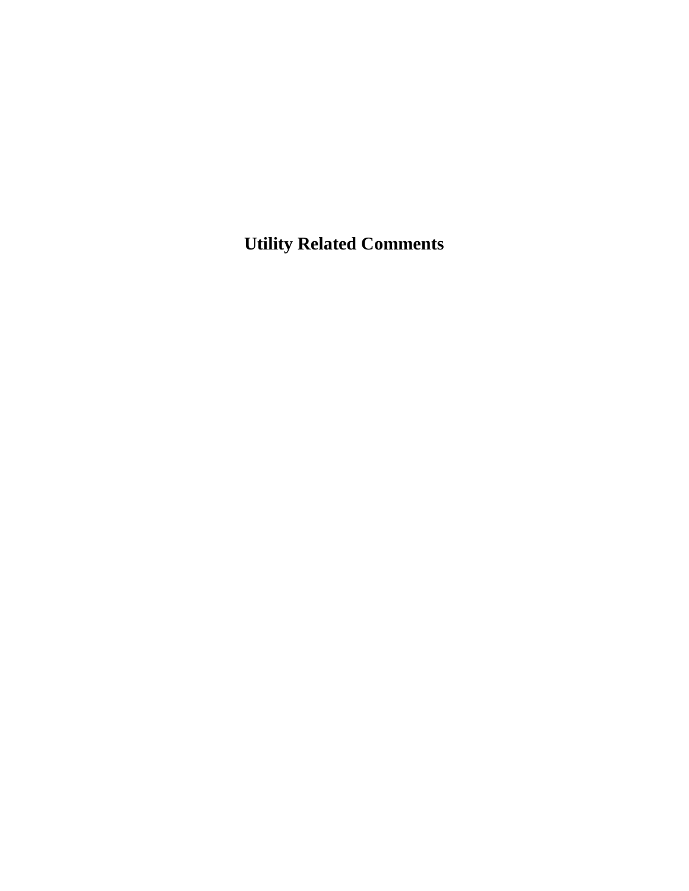# Utility Related Comments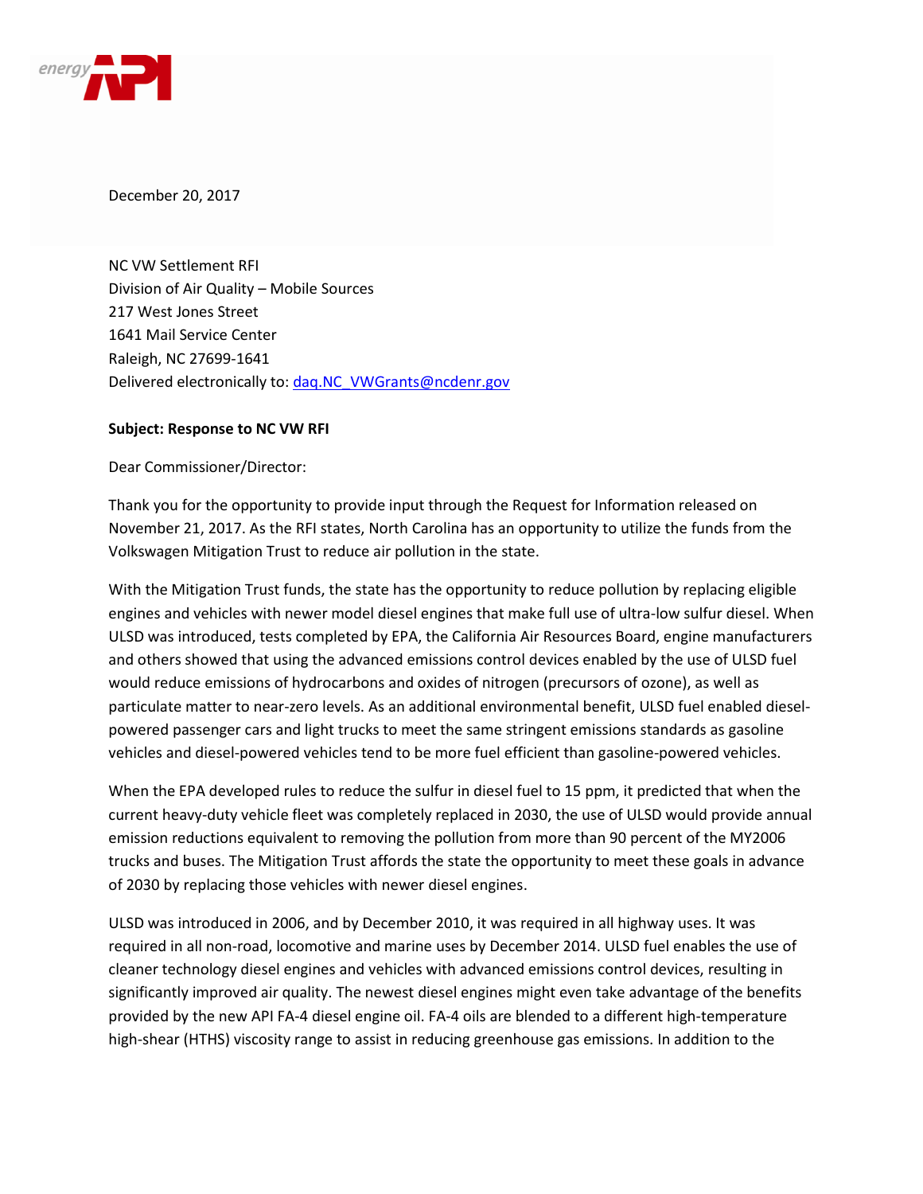December 20, 2017

NC VW Settlement RFI
Division of Air Quality – Mobile Sources
217 West Jones Street
1641 Mail Service Center
Raleigh, NC 27699-1641
Delivered electronically to: daq.NC_VWGrants@ncdenr.gov

**Subject: Response to NC VW RFI**

Dear Commissioner/Director:

Thank you for the opportunity to provide input through the Request for Information released on November 21, 2017. As the RFI states, North Carolina has an opportunity to utilize the funds from the Volkswagen Mitigation Trust to reduce air pollution in the state.

With the Mitigation Trust funds, the state has the opportunity to reduce pollution by replacing eligible engines and vehicles with newer model diesel engines that make full use of ultra-low sulfur diesel. When ULSD was introduced, tests completed by EPA, the California Air Resources Board, engine manufacturers and others showed that using the advanced emissions control devices enabled by the use of ULSD fuel would reduce emissions of hydrocarbons and oxides of nitrogen (precursors of ozone), as well as particulate matter to near-zero levels. As an additional environmental benefit, ULSD fuel enabled diesel-powered passenger cars and light trucks to meet the same stringent emissions standards as gasoline vehicles and diesel-powered vehicles tend to be more fuel efficient than gasoline-powered vehicles.

When the EPA developed rules to reduce the sulfur in diesel fuel to 15 ppm, it predicted that when the current heavy-duty vehicle fleet was completely replaced in 2030, the use of ULSD would provide annual emission reductions equivalent to removing the pollution from more than 90 percent of the MY2006 trucks and buses. The Mitigation Trust affords the state the opportunity to meet these goals in advance of 2030 by replacing those vehicles with newer diesel engines.

ULSD was introduced in 2006, and by December 2010, it was required in all highway uses. It was required in all non-road, locomotive and marine uses by December 2014. ULSD fuel enables the use of cleaner technology diesel engines and vehicles with advanced emissions control devices, resulting in significantly improved air quality. The newest diesel engines might even take advantage of the benefits provided by the new API FA-4 diesel engine oil. FA-4 oils are blended to a different high-temperature high-shear (HTHS) viscosity range to assist in reducing greenhouse gas emissions. In addition to the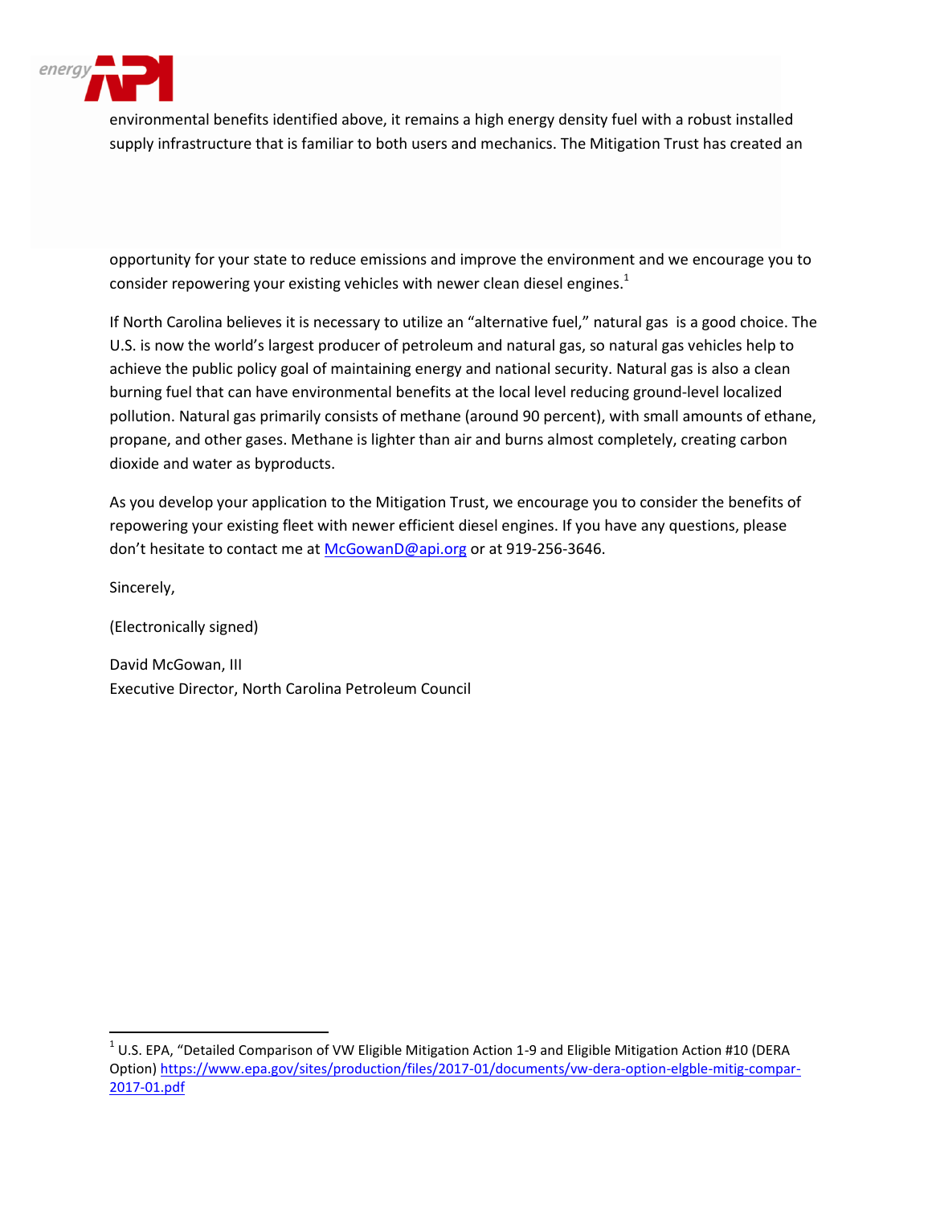environmental benefits identified above, it remains a high energy density fuel with a robust installed supply infrastructure that is familiar to both users and mechanics. The Mitigation Trust has created an opportunity for your state to reduce emissions and improve the environment and we encourage you to consider repowering your existing vehicles with newer clean diesel engines.[1]

If North Carolina believes it is necessary to utilize an "alternative fuel," natural gas is a good choice. The U.S. is now the world's largest producer of petroleum and natural gas, so natural gas vehicles help to achieve the public policy goal of maintaining energy and national security. Natural gas is also a clean burning fuel that can have environmental benefits at the local level reducing ground-level localized pollution. Natural gas primarily consists of methane (around 90 percent), with small amounts of ethane, propane, and other gases. Methane is lighter than air and burns almost completely, creating carbon dioxide and water as byproducts.

As you develop your application to the Mitigation Trust, we encourage you to consider the benefits of repowering your existing fleet with newer efficient diesel engines. If you have any questions, please don't hesitate to contact me at McGowanD@api.org or at 919-256-3646.

Sincerely,

(Electronically signed)

David McGowan, III
Executive Director, North Carolina Petroleum Council

---

[1] U.S. EPA, "Detailed Comparison of VW Eligible Mitigation Action 1-9 and Eligible Mitigation Action #10 (DERA Option) https://www.epa.gov/sites/production/files/2017-01/documents/vw-dera-option-elgble-mitig-compar-2017-01.pdf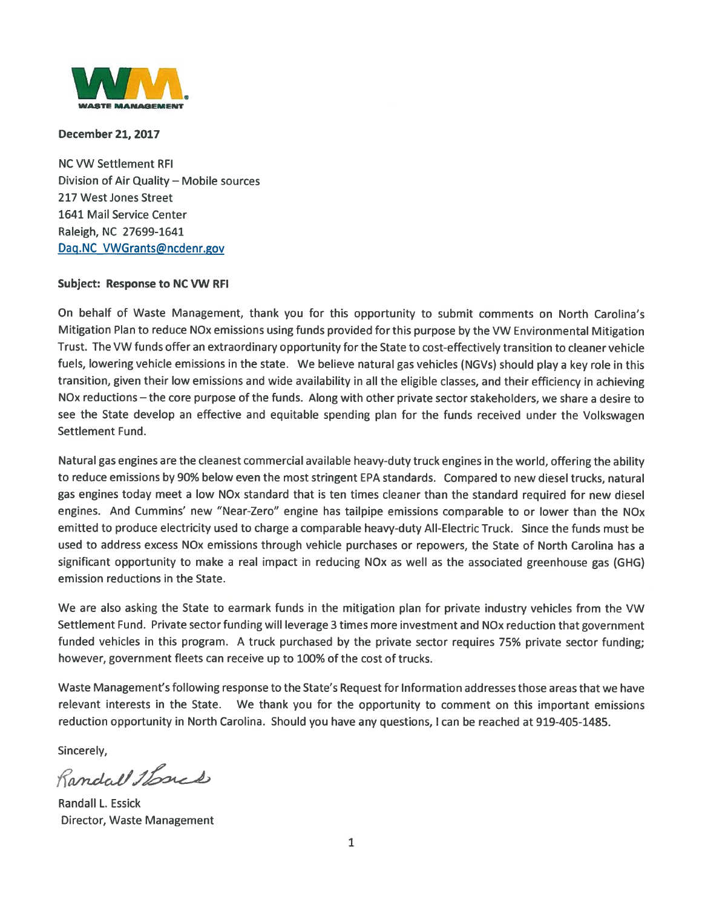**December 21, 2017**

NC VW Settlement RFI
Division of Air Quality – Mobile sources
217 West Jones Street
1641 Mail Service Center
Raleigh, NC 27699-1641
Daq.NC_VWGrants@ncdenr.gov

**Subject: Response to NC VW RFI**

On behalf of Waste Management, thank you for this opportunity to submit comments on North Carolina's Mitigation Plan to reduce NOx emissions using funds provided for this purpose by the VW Environmental Mitigation Trust. The VW funds offer an extraordinary opportunity for the State to cost-effectively transition to cleaner vehicle fuels, lowering vehicle emissions in the state. We believe natural gas vehicles (NGVs) should play a key role in this transition, given their low emissions and wide availability in all the eligible classes, and their efficiency in achieving NOx reductions – the core purpose of the funds. Along with other private sector stakeholders, we share a desire to see the State develop an effective and equitable spending plan for the funds received under the Volkswagen Settlement Fund.

Natural gas engines are the cleanest commercial available heavy-duty truck engines in the world, offering the ability to reduce emissions by 90% below even the most stringent EPA standards. Compared to new diesel trucks, natural gas engines today meet a low NOx standard that is ten times cleaner than the standard required for new diesel engines. And Cummins' new "Near-Zero" engine has tailpipe emissions comparable to or lower than the NOx emitted to produce electricity used to charge a comparable heavy-duty All-Electric Truck. Since the funds must be used to address excess NOx emissions through vehicle purchases or repowers, the State of North Carolina has a significant opportunity to make a real impact in reducing NOx as well as the associated greenhouse gas (GHG) emission reductions in the State.

We are also asking the State to earmark funds in the mitigation plan for private industry vehicles from the VW Settlement Fund. Private sector funding will leverage 3 times more investment and NOx reduction that government funded vehicles in this program. A truck purchased by the private sector requires 75% private sector funding; however, government fleets can receive up to 100% of the cost of trucks.

Waste Management's following response to the State's Request for Information addresses those areas that we have relevant interests in the State. We thank you for the opportunity to comment on this important emissions reduction opportunity in North Carolina. Should you have any questions, I can be reached at 919-405-1485.

Sincerely,

Randall L. Essick
Director, Waste Management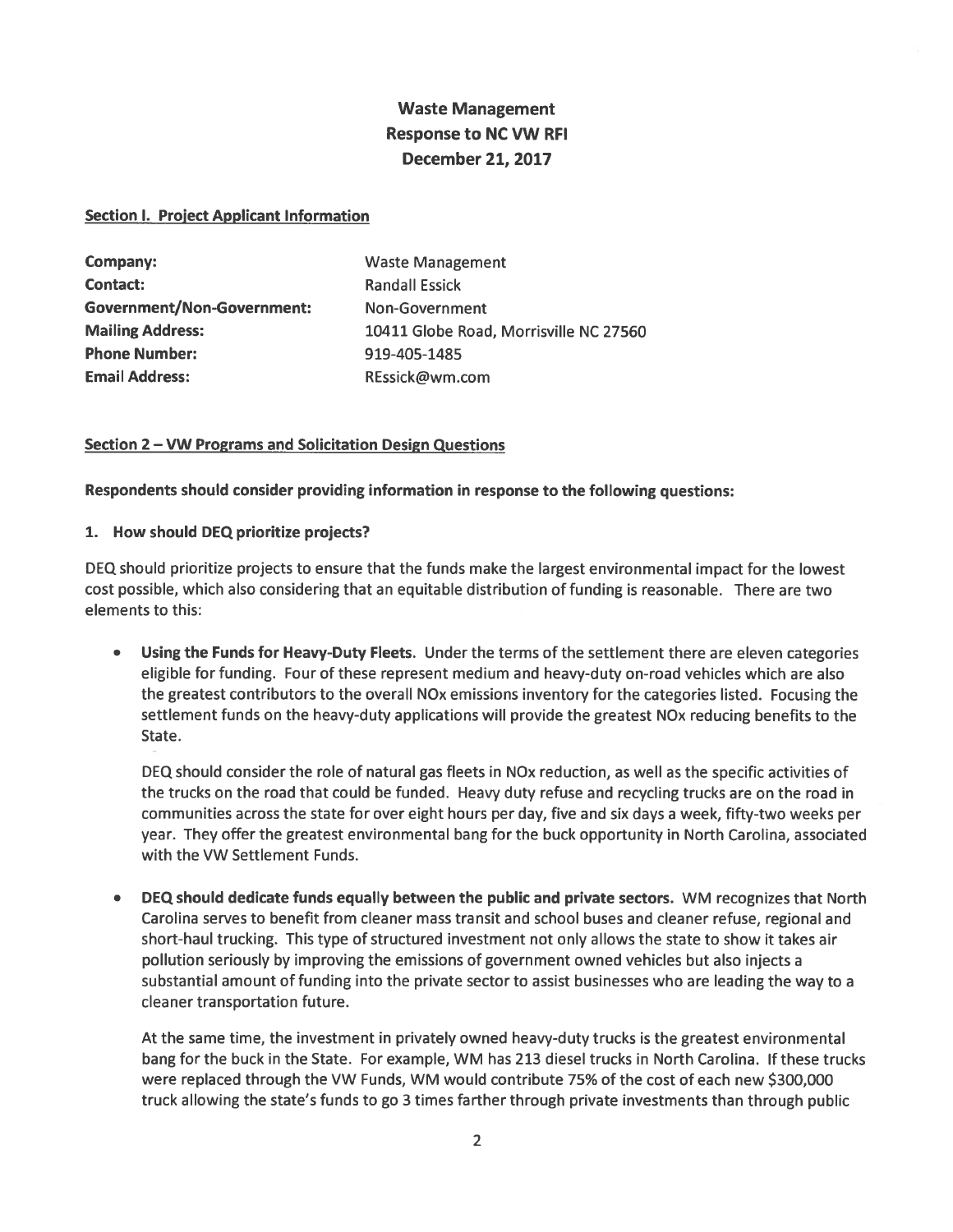**Waste Management**
**Response to NC VW RFI**
**December 21, 2017**

**Section I. Project Applicant Information**

| | |
|---|---|
| **Company:** | Waste Management |
| **Contact:** | Randall Essick |
| **Government/Non-Government:** | Non-Government |
| **Mailing Address:** | 10411 Globe Road, Morrisville NC 27560 |
| **Phone Number:** | 919-405-1485 |
| **Email Address:** | REssick@wm.com |

**Section 2 – VW Programs and Solicitation Design Questions**

**Respondents should consider providing information in response to the following questions:**

**1. How should DEQ prioritize projects?**

DEQ should prioritize projects to ensure that the funds make the largest environmental impact for the lowest cost possible, which also considering that an equitable distribution of funding is reasonable. There are two elements to this:

- **Using the Funds for Heavy-Duty Fleets.** Under the terms of the settlement there are eleven categories eligible for funding. Four of these represent medium and heavy-duty on-road vehicles which are also the greatest contributors to the overall NOx emissions inventory for the categories listed. Focusing the settlement funds on the heavy-duty applications will provide the greatest NOx reducing benefits to the State.

  DEQ should consider the role of natural gas fleets in NOx reduction, as well as the specific activities of the trucks on the road that could be funded. Heavy duty refuse and recycling trucks are on the road in communities across the state for over eight hours per day, five and six days a week, fifty-two weeks per year. They offer the greatest environmental bang for the buck opportunity in North Carolina, associated with the VW Settlement Funds.

- **DEQ should dedicate funds equally between the public and private sectors.** WM recognizes that North Carolina serves to benefit from cleaner mass transit and school buses and cleaner refuse, regional and short-haul trucking. This type of structured investment not only allows the state to show it takes air pollution seriously by improving the emissions of government owned vehicles but also injects a substantial amount of funding into the private sector to assist businesses who are leading the way to a cleaner transportation future.

  At the same time, the investment in privately owned heavy-duty trucks is the greatest environmental bang for the buck in the State. For example, WM has 213 diesel trucks in North Carolina. If these trucks were replaced through the VW Funds, WM would contribute 75% of the cost of each new $300,000 truck allowing the state's funds to go 3 times farther through private investments than through public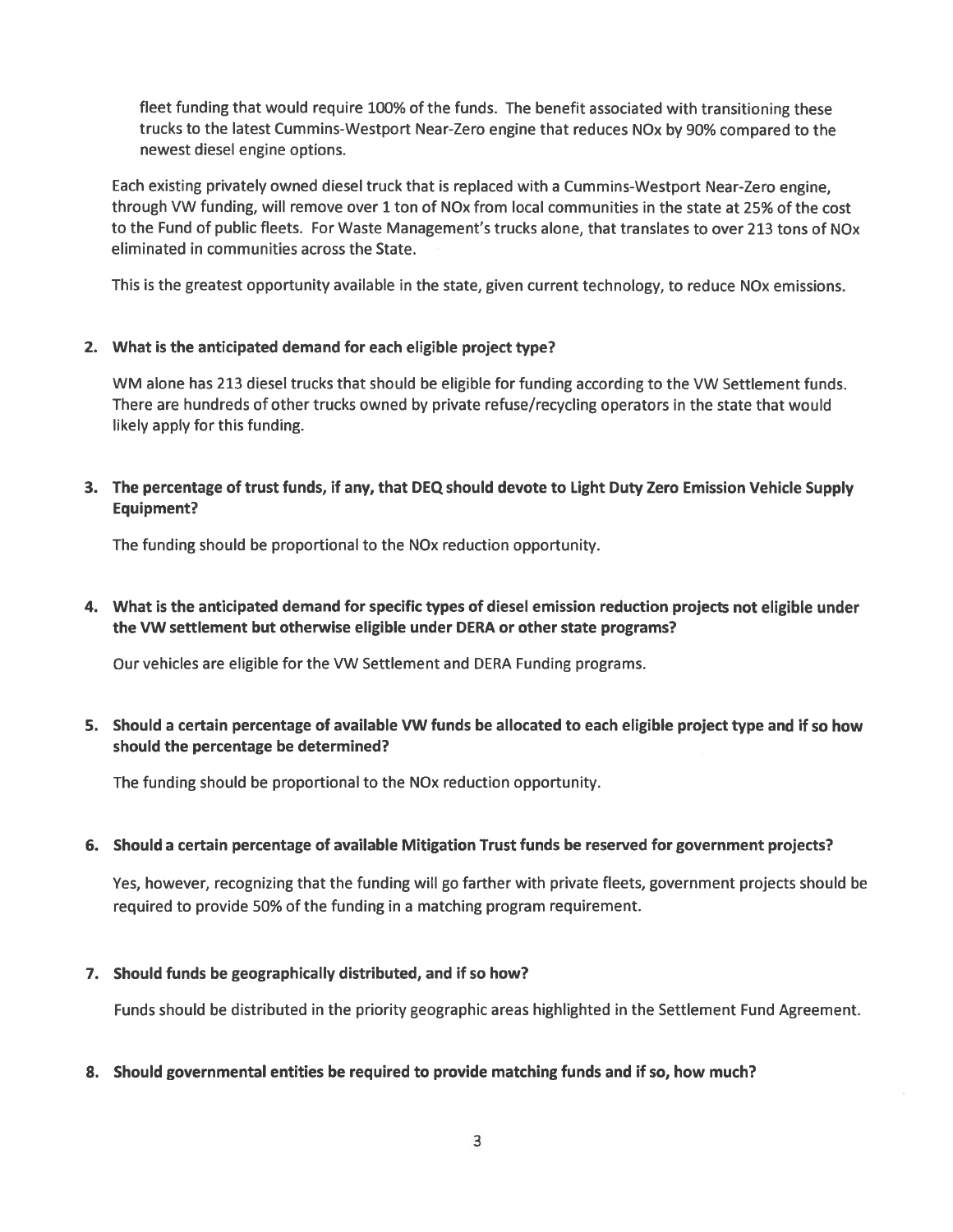fleet funding that would require 100% of the funds. The benefit associated with transitioning these trucks to the latest Cummins-Westport Near-Zero engine that reduces NOx by 90% compared to the newest diesel engine options.

Each existing privately owned diesel truck that is replaced with a Cummins-Westport Near-Zero engine, through VW funding, will remove over 1 ton of NOx from local communities in the state at 25% of the cost to the Fund of public fleets. For Waste Management's trucks alone, that translates to over 213 tons of NOx eliminated in communities across the State.

This is the greatest opportunity available in the state, given current technology, to reduce NOx emissions.

2. **What is the anticipated demand for each eligible project type?**

   WM alone has 213 diesel trucks that should be eligible for funding according to the VW Settlement funds. There are hundreds of other trucks owned by private refuse/recycling operators in the state that would likely apply for this funding.

3. **The percentage of trust funds, if any, that DEQ should devote to Light Duty Zero Emission Vehicle Supply Equipment?**

   The funding should be proportional to the NOx reduction opportunity.

4. **What is the anticipated demand for specific types of diesel emission reduction projects not eligible under the VW settlement but otherwise eligible under DERA or other state programs?**

   Our vehicles are eligible for the VW Settlement and DERA Funding programs.

5. **Should a certain percentage of available VW funds be allocated to each eligible project type and if so how should the percentage be determined?**

   The funding should be proportional to the NOx reduction opportunity.

6. **Should a certain percentage of available Mitigation Trust funds be reserved for government projects?**

   Yes, however, recognizing that the funding will go farther with private fleets, government projects should be required to provide 50% of the funding in a matching program requirement.

7. **Should funds be geographically distributed, and if so how?**

   Funds should be distributed in the priority geographic areas highlighted in the Settlement Fund Agreement.

8. **Should governmental entities be required to provide matching funds and if so, how much?**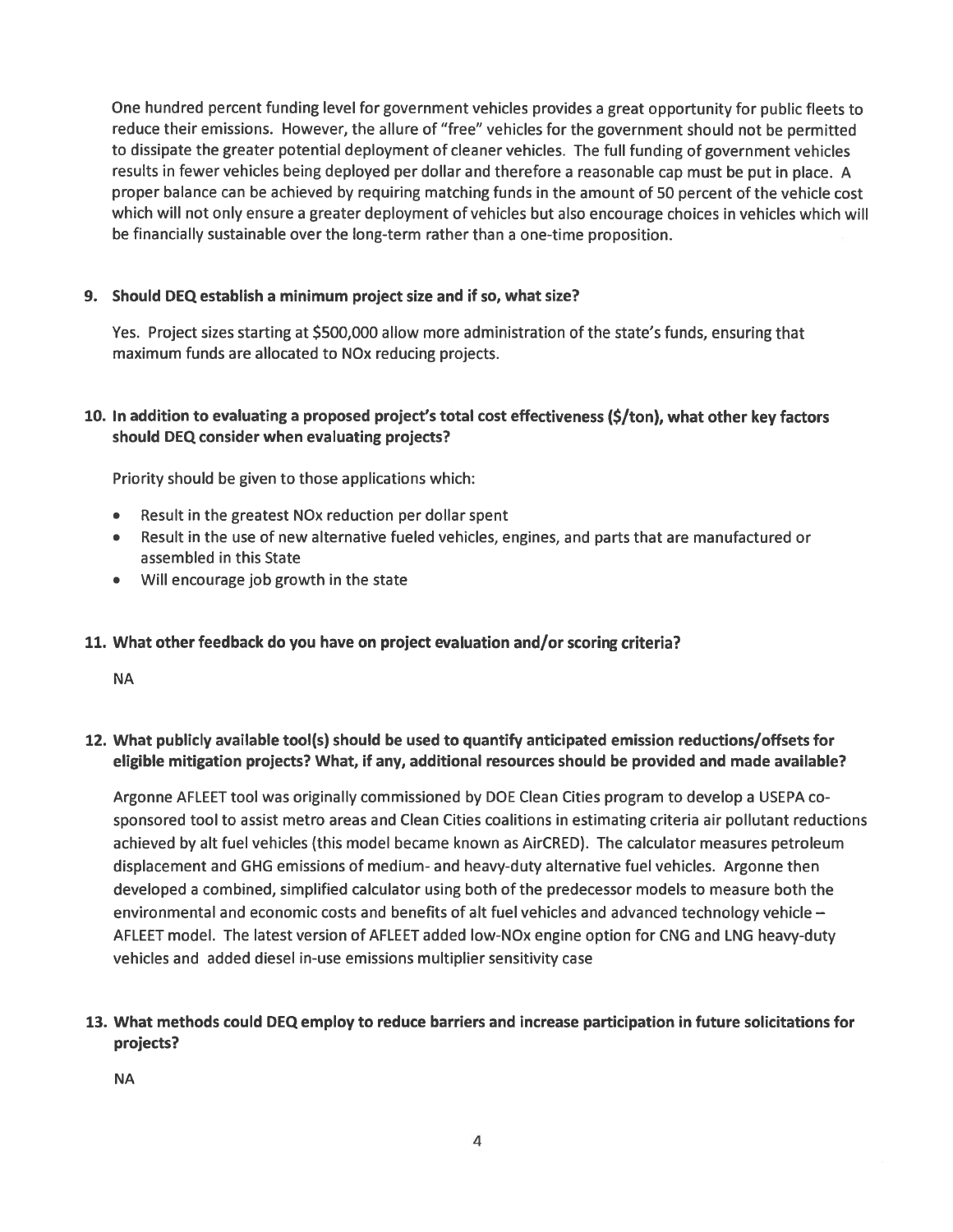One hundred percent funding level for government vehicles provides a great opportunity for public fleets to reduce their emissions. However, the allure of "free" vehicles for the government should not be permitted to dissipate the greater potential deployment of cleaner vehicles. The full funding of government vehicles results in fewer vehicles being deployed per dollar and therefore a reasonable cap must be put in place. A proper balance can be achieved by requiring matching funds in the amount of 50 percent of the vehicle cost which will not only ensure a greater deployment of vehicles but also encourage choices in vehicles which will be financially sustainable over the long-term rather than a one-time proposition.

**9. Should DEQ establish a minimum project size and if so, what size?**

Yes. Project sizes starting at $500,000 allow more administration of the state's funds, ensuring that maximum funds are allocated to NOx reducing projects.

**10. In addition to evaluating a proposed project's total cost effectiveness ($/ton), what other key factors should DEQ consider when evaluating projects?**

Priority should be given to those applications which:

- Result in the greatest NOx reduction per dollar spent
- Result in the use of new alternative fueled vehicles, engines, and parts that are manufactured or assembled in this State
- Will encourage job growth in the state

**11. What other feedback do you have on project evaluation and/or scoring criteria?**

NA

**12. What publicly available tool(s) should be used to quantify anticipated emission reductions/offsets for eligible mitigation projects? What, if any, additional resources should be provided and made available?**

Argonne AFLEET tool was originally commissioned by DOE Clean Cities program to develop a USEPA co-sponsored tool to assist metro areas and Clean Cities coalitions in estimating criteria air pollutant reductions achieved by alt fuel vehicles (this model became known as AirCRED). The calculator measures petroleum displacement and GHG emissions of medium- and heavy-duty alternative fuel vehicles. Argonne then developed a combined, simplified calculator using both of the predecessor models to measure both the environmental and economic costs and benefits of alt fuel vehicles and advanced technology vehicle – AFLEET model. The latest version of AFLEET added low-NOx engine option for CNG and LNG heavy-duty vehicles and added diesel in-use emissions multiplier sensitivity case

**13. What methods could DEQ employ to reduce barriers and increase participation in future solicitations for projects?**

NA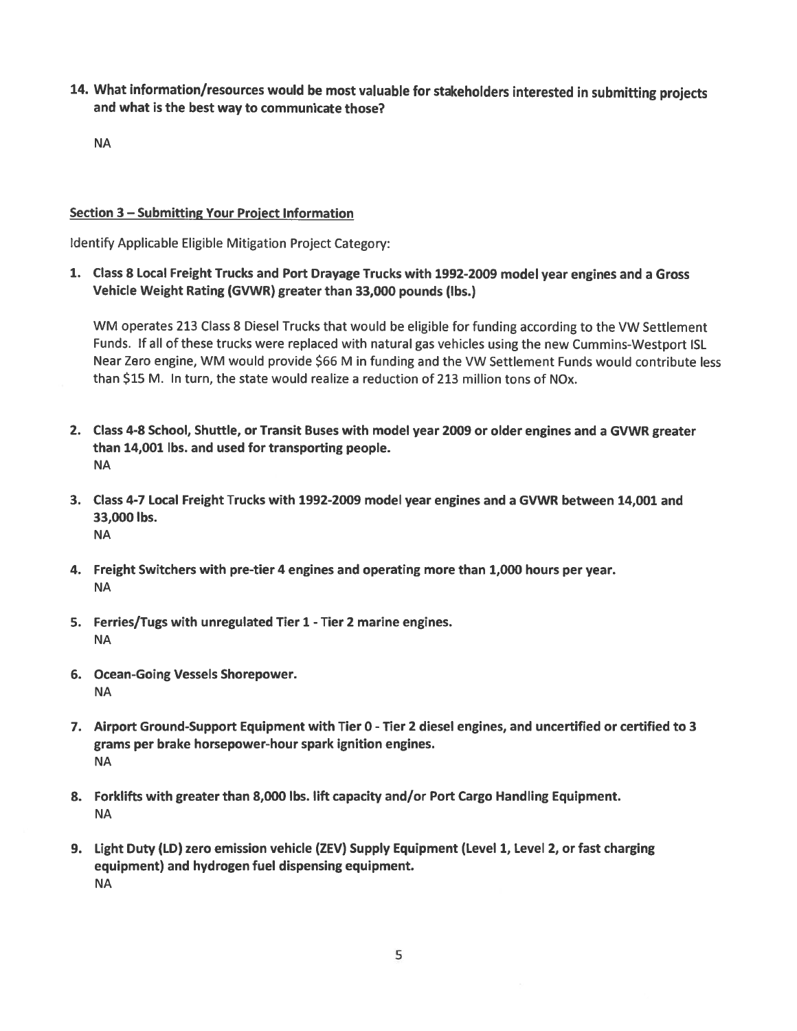**14. What information/resources would be most valuable for stakeholders interested in submitting projects and what is the best way to communicate those?**

NA

**Section 3 – Submitting Your Project Information**

Identify Applicable Eligible Mitigation Project Category:

**1. Class 8 Local Freight Trucks and Port Drayage Trucks with 1992-2009 model year engines and a Gross Vehicle Weight Rating (GVWR) greater than 33,000 pounds (lbs.)**

WM operates 213 Class 8 Diesel Trucks that would be eligible for funding according to the VW Settlement Funds. If all of these trucks were replaced with natural gas vehicles using the new Cummins-Westport ISL Near Zero engine, WM would provide $66 M in funding and the VW Settlement Funds would contribute less than $15 M. In turn, the state would realize a reduction of 213 million tons of NOx.

**2. Class 4-8 School, Shuttle, or Transit Buses with model year 2009 or older engines and a GVWR greater than 14,001 lbs. and used for transporting people.**
NA

**3. Class 4-7 Local Freight Trucks with 1992-2009 model year engines and a GVWR between 14,001 and 33,000 lbs.**
NA

**4. Freight Switchers with pre-tier 4 engines and operating more than 1,000 hours per year.**
NA

**5. Ferries/Tugs with unregulated Tier 1 - Tier 2 marine engines.**
NA

**6. Ocean-Going Vessels Shorepower.**
NA

**7. Airport Ground-Support Equipment with Tier 0 - Tier 2 diesel engines, and uncertified or certified to 3 grams per brake horsepower-hour spark ignition engines.**
NA

**8. Forklifts with greater than 8,000 lbs. lift capacity and/or Port Cargo Handling Equipment.**
NA

**9. Light Duty (LD) zero emission vehicle (ZEV) Supply Equipment (Level 1, Level 2, or fast charging equipment) and hydrogen fuel dispensing equipment.**
NA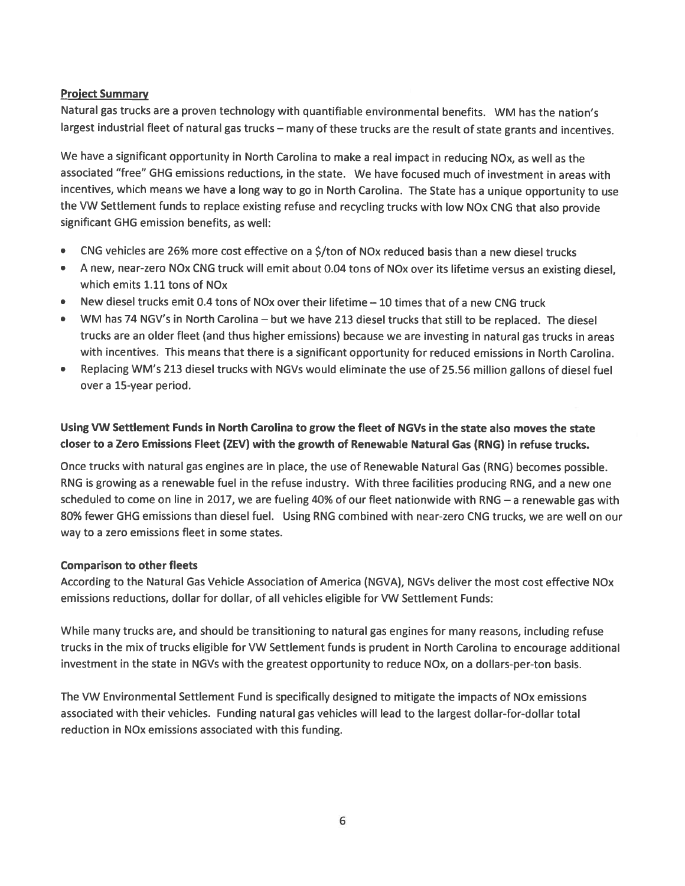**Project Summary**

Natural gas trucks are a proven technology with quantifiable environmental benefits. WM has the nation's largest industrial fleet of natural gas trucks – many of these trucks are the result of state grants and incentives.

We have a significant opportunity in North Carolina to make a real impact in reducing NOx, as well as the associated "free" GHG emissions reductions, in the state. We have focused much of investment in areas with incentives, which means we have a long way to go in North Carolina. The State has a unique opportunity to use the VW Settlement funds to replace existing refuse and recycling trucks with low NOx CNG that also provide significant GHG emission benefits, as well:

- CNG vehicles are 26% more cost effective on a $/ton of NOx reduced basis than a new diesel trucks
- A new, near-zero NOx CNG truck will emit about 0.04 tons of NOx over its lifetime versus an existing diesel, which emits 1.11 tons of NOx
- New diesel trucks emit 0.4 tons of NOx over their lifetime – 10 times that of a new CNG truck
- WM has 74 NGV's in North Carolina – but we have 213 diesel trucks that still to be replaced. The diesel trucks are an older fleet (and thus higher emissions) because we are investing in natural gas trucks in areas with incentives. This means that there is a significant opportunity for reduced emissions in North Carolina.
- Replacing WM's 213 diesel trucks with NGVs would eliminate the use of 25.56 million gallons of diesel fuel over a 15-year period.

**Using VW Settlement Funds in North Carolina to grow the fleet of NGVs in the state also moves the state closer to a Zero Emissions Fleet (ZEV) with the growth of Renewable Natural Gas (RNG) in refuse trucks.**

Once trucks with natural gas engines are in place, the use of Renewable Natural Gas (RNG) becomes possible. RNG is growing as a renewable fuel in the refuse industry. With three facilities producing RNG, and a new one scheduled to come on line in 2017, we are fueling 40% of our fleet nationwide with RNG – a renewable gas with 80% fewer GHG emissions than diesel fuel. Using RNG combined with near-zero CNG trucks, we are well on our way to a zero emissions fleet in some states.

**Comparison to other fleets**

According to the Natural Gas Vehicle Association of America (NGVA), NGVs deliver the most cost effective NOx emissions reductions, dollar for dollar, of all vehicles eligible for VW Settlement Funds:

While many trucks are, and should be transitioning to natural gas engines for many reasons, including refuse trucks in the mix of trucks eligible for VW Settlement funds is prudent in North Carolina to encourage additional investment in the state in NGVs with the greatest opportunity to reduce NOx, on a dollars-per-ton basis.

The VW Environmental Settlement Fund is specifically designed to mitigate the impacts of NOx emissions associated with their vehicles. Funding natural gas vehicles will lead to the largest dollar-for-dollar total reduction in NOx emissions associated with this funding.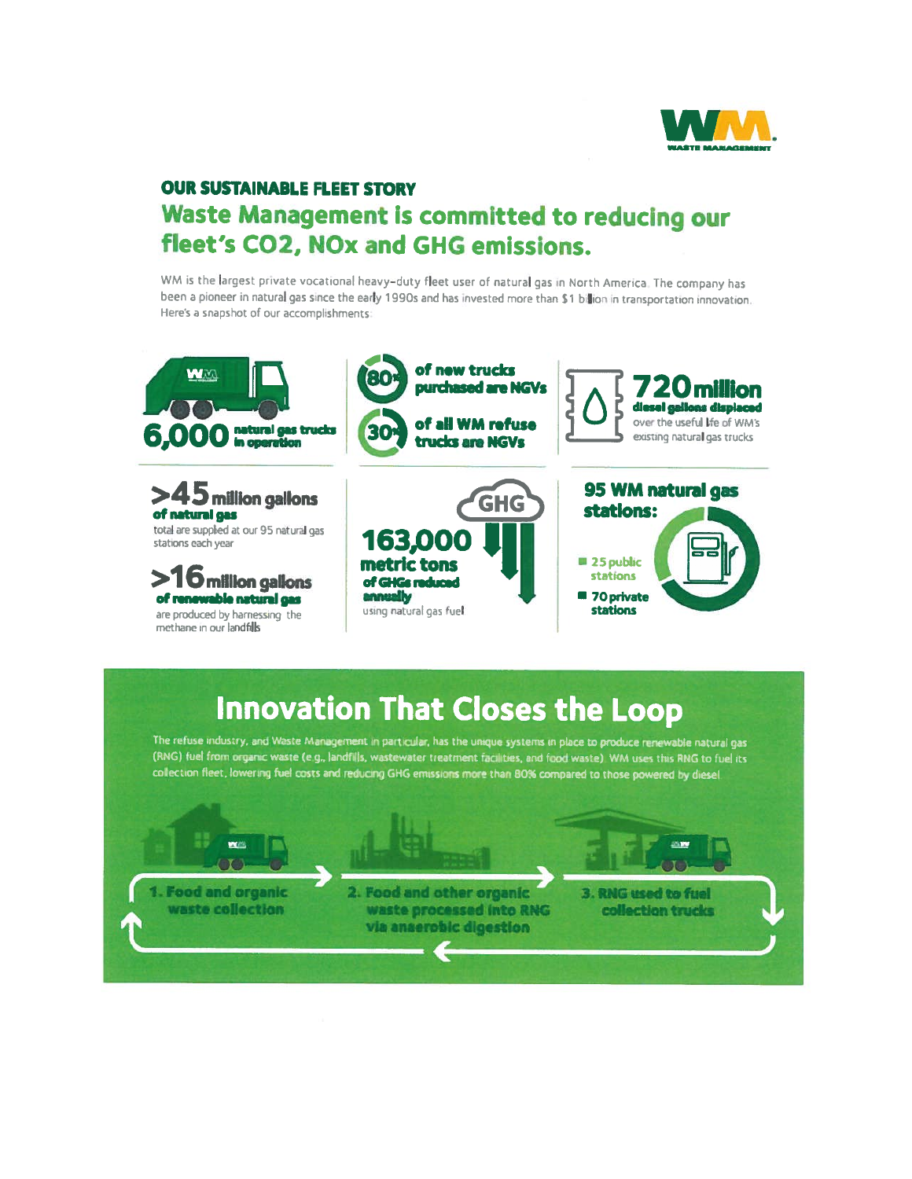WM WASTE MANAGEMENT

## OUR SUSTAINABLE FLEET STORY

# Waste Management is committed to reducing our fleet's $CO_2$, $NO_x$ and GHG emissions.

WM is the largest private vocational heavy-duty fleet user of natural gas in North America. The company has been a pioneer in natural gas since the early 1990s and has invested more than $1 billion in transportation innovation. Here's a snapshot of our accomplishments:

**6,000** natural gas trucks in operation

**80%** of new trucks purchased are NGVs

**30%** of all WM refuse trucks are NGVs

**720 million** diesel gallons displaced over the useful life of WM's existing natural gas trucks

**>45 million gallons** of natural gas total are supplied at our 95 natural gas stations each year

**>16 million gallons** of renewable natural gas are produced by harnessing the methane in our landfills

**163,000 metric tons** of GHGs reduced annually using natural gas fuel

**95 WM natural gas stations:**

- 25 public stations
- 70 private stations

## Innovation That Closes the Loop

The refuse industry, and Waste Management in particular, has the unique systems in place to produce renewable natural gas (RNG) fuel from organic waste (e.g., landfills, wastewater treatment facilities, and food waste). WM uses this RNG to fuel its collection fleet, lowering fuel costs and reducing GHG emissions more than 80% compared to those powered by diesel.

1. Food and organic waste collection
2. Food and other organic waste processed into RNG via anaerobic digestion
3. RNG used to fuel collection trucks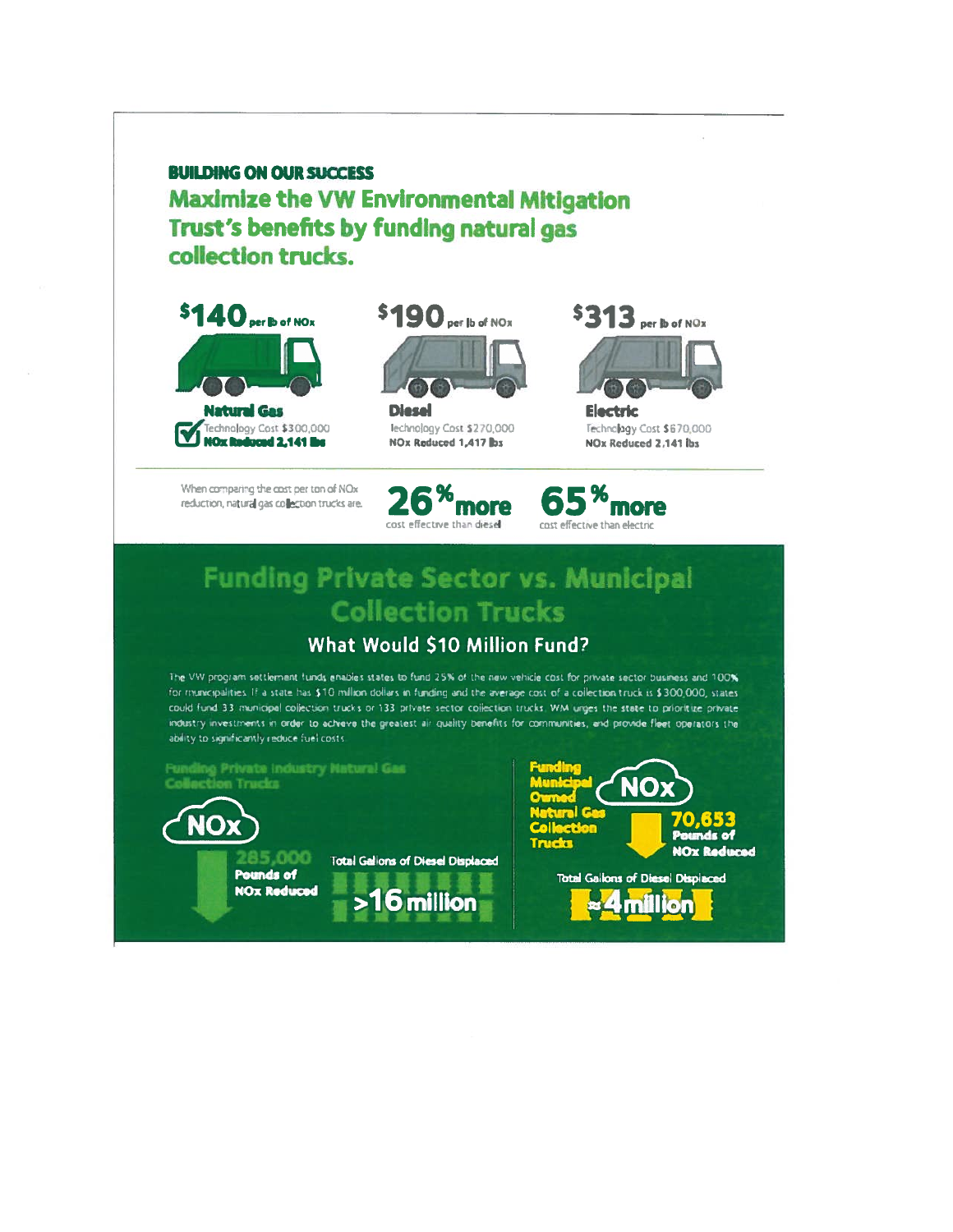**BUILDING ON OUR SUCCESS**

## Maximize the VW Environmental Mitigation Trust's benefits by funding natural gas collection trucks.

**$140 per lb of NOx**

**Natural Gas**
Technology Cost $300,000
**NOx Reduced 2,141 lbs**

**$190 per lb of NOx**

**Diesel**
Technology Cost $270,000
NOx Reduced 1,417 lbs

**$313 per lb of NOx**

**Electric**
Technology Cost $670,000
NOx Reduced 2,141 lbs

When comparing the cost per ton of NOx reduction, natural gas collection trucks are

**26% more** cost effective than diesel

**65% more** cost effective than electric

## Funding Private Sector vs. Municipal Collection Trucks

### What Would $10 Million Fund?

The VW program settlement funds enables states to fund 25% of the new vehicle cost for private sector business and 100% for municipalities. If a state has $10 million dollars in funding and the average cost of a collection truck is $300,000, states could fund 33 municipal collection trucks or 133 private sector collection trucks. WM urges the state to prioritize private industry investments in order to achieve the greatest air quality benefits for communities, and provide fleet operators the ability to significantly reduce fuel costs.

**Funding Private Industry Natural Gas Collection Trucks**

NOx

**285,000 Pounds of NOx Reduced**

Total Gallons of Diesel Displaced

**>16 million**

**Funding Municipal Owned Natural Gas Collection Trucks**

NOx

**70,653 Pounds of NOx Reduced**

Total Gallons of Diesel Displaced

**≈4 million**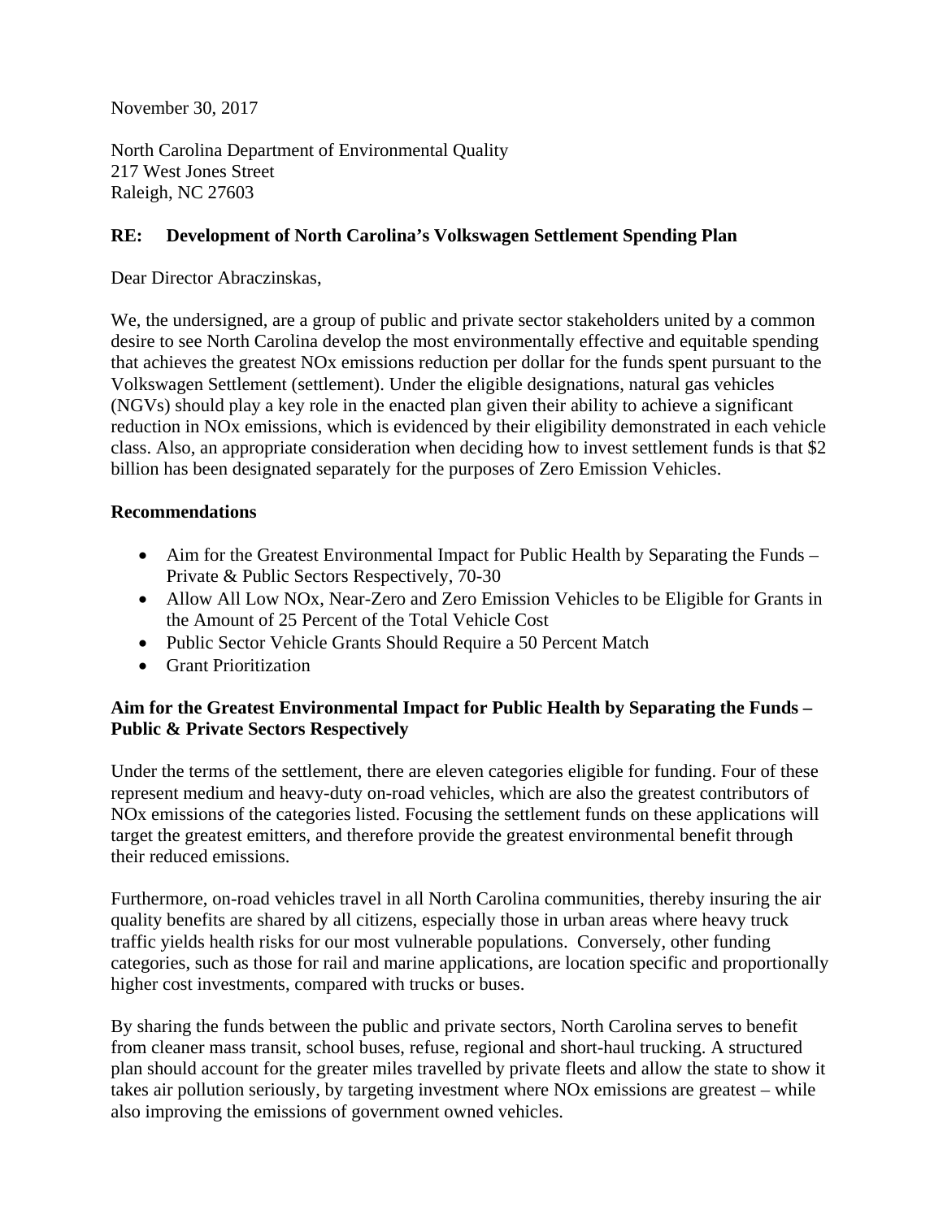November 30, 2017

North Carolina Department of Environmental Quality
217 West Jones Street
Raleigh, NC 27603

**RE: Development of North Carolina's Volkswagen Settlement Spending Plan**

Dear Director Abraczinskas,

We, the undersigned, are a group of public and private sector stakeholders united by a common desire to see North Carolina develop the most environmentally effective and equitable spending that achieves the greatest NOx emissions reduction per dollar for the funds spent pursuant to the Volkswagen Settlement (settlement). Under the eligible designations, natural gas vehicles (NGVs) should play a key role in the enacted plan given their ability to achieve a significant reduction in NOx emissions, which is evidenced by their eligibility demonstrated in each vehicle class. Also, an appropriate consideration when deciding how to invest settlement funds is that $2 billion has been designated separately for the purposes of Zero Emission Vehicles.

**Recommendations**

- Aim for the Greatest Environmental Impact for Public Health by Separating the Funds – Private & Public Sectors Respectively, 70-30
- Allow All Low NOx, Near-Zero and Zero Emission Vehicles to be Eligible for Grants in the Amount of 25 Percent of the Total Vehicle Cost
- Public Sector Vehicle Grants Should Require a 50 Percent Match
- Grant Prioritization

**Aim for the Greatest Environmental Impact for Public Health by Separating the Funds – Public & Private Sectors Respectively**

Under the terms of the settlement, there are eleven categories eligible for funding. Four of these represent medium and heavy-duty on-road vehicles, which are also the greatest contributors of NOx emissions of the categories listed. Focusing the settlement funds on these applications will target the greatest emitters, and therefore provide the greatest environmental benefit through their reduced emissions.

Furthermore, on-road vehicles travel in all North Carolina communities, thereby insuring the air quality benefits are shared by all citizens, especially those in urban areas where heavy truck traffic yields health risks for our most vulnerable populations. Conversely, other funding categories, such as those for rail and marine applications, are location specific and proportionally higher cost investments, compared with trucks or buses.

By sharing the funds between the public and private sectors, North Carolina serves to benefit from cleaner mass transit, school buses, refuse, regional and short-haul trucking. A structured plan should account for the greater miles travelled by private fleets and allow the state to show it takes air pollution seriously, by targeting investment where NOx emissions are greatest – while also improving the emissions of government owned vehicles.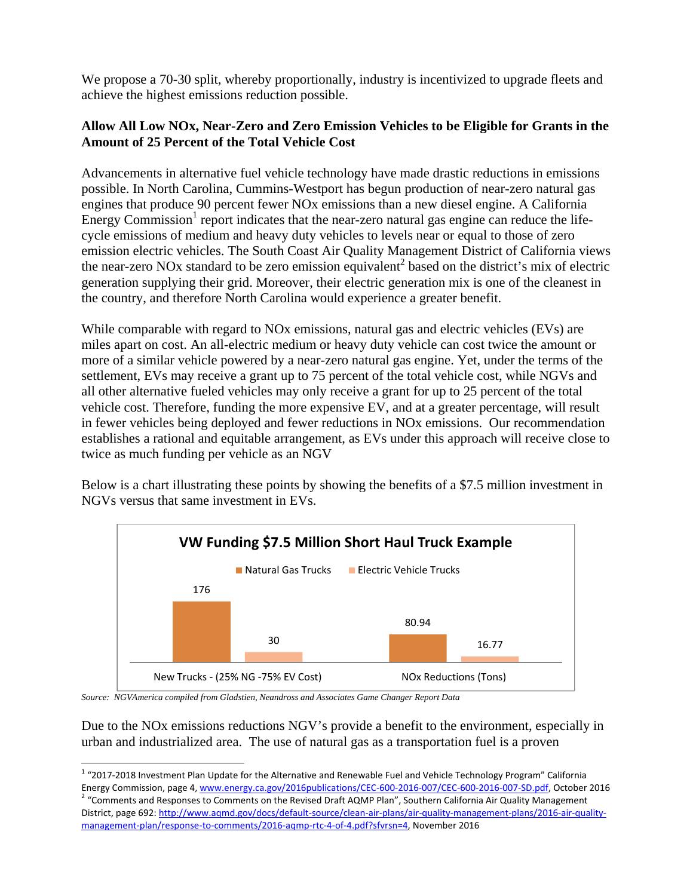We propose a 70-30 split, whereby proportionally, industry is incentivized to upgrade fleets and achieve the highest emissions reduction possible.

**Allow All Low NOx, Near-Zero and Zero Emission Vehicles to be Eligible for Grants in the Amount of 25 Percent of the Total Vehicle Cost**

Advancements in alternative fuel vehicle technology have made drastic reductions in emissions possible. In North Carolina, Cummins-Westport has begun production of near-zero natural gas engines that produce 90 percent fewer NOx emissions than a new diesel engine. A California Energy Commission[1] report indicates that the near-zero natural gas engine can reduce the life-cycle emissions of medium and heavy duty vehicles to levels near or equal to those of zero emission electric vehicles. The South Coast Air Quality Management District of California views the near-zero NOx standard to be zero emission equivalent[2] based on the district's mix of electric generation supplying their grid. Moreover, their electric generation mix is one of the cleanest in the country, and therefore North Carolina would experience a greater benefit.

While comparable with regard to NOx emissions, natural gas and electric vehicles (EVs) are miles apart on cost. An all-electric medium or heavy duty vehicle can cost twice the amount or more of a similar vehicle powered by a near-zero natural gas engine. Yet, under the terms of the settlement, EVs may receive a grant up to 75 percent of the total vehicle cost, while NGVs and all other alternative fueled vehicles may only receive a grant for up to 25 percent of the total vehicle cost. Therefore, funding the more expensive EV, and at a greater percentage, will result in fewer vehicles being deployed and fewer reductions in NOx emissions. Our recommendation establishes a rational and equitable arrangement, as EVs under this approach will receive close to twice as much funding per vehicle as an NGV

Below is a chart illustrating these points by showing the benefits of a $7.5 million investment in NGVs versus that same investment in EVs.

**VW Funding $7.5 Million Short Haul Truck Example**

| | Natural Gas Trucks | Electric Vehicle Trucks |
|---|---|---|
| New Trucks - (25% NG -75% EV Cost) | 176 | 30 |
| NOx Reductions (Tons) | 80.94 | 16.77 |

*Source: NGVAmerica compiled from Gladstien, Neandross and Associates Game Changer Report Data*

Due to the NOx emissions reductions NGV's provide a benefit to the environment, especially in urban and industrialized area. The use of natural gas as a transportation fuel is a proven

[1] "2017-2018 Investment Plan Update for the Alternative and Renewable Fuel and Vehicle Technology Program" California Energy Commission, page 4, www.energy.ca.gov/2016publications/CEC-600-2016-007/CEC-600-2016-007-SD.pdf, October 2016

[2] "Comments and Responses to Comments on the Revised Draft AQMP Plan", Southern California Air Quality Management District, page 692: http://www.aqmd.gov/docs/default-source/clean-air-plans/air-quality-management-plans/2016-air-quality-management-plan/response-to-comments/2016-aqmp-rtc-4-of-4.pdf?sfvrsn=4, November 2016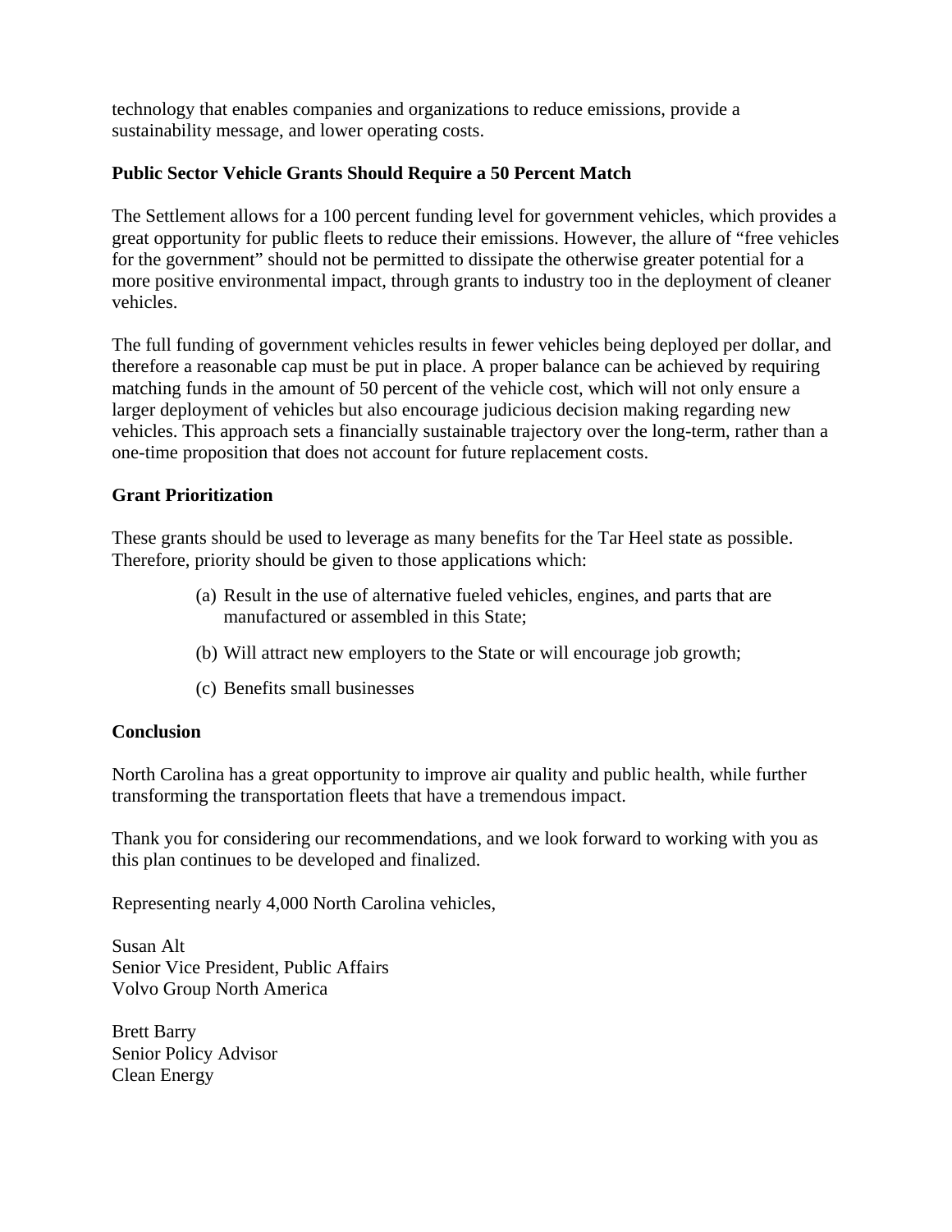technology that enables companies and organizations to reduce emissions, provide a sustainability message, and lower operating costs.

**Public Sector Vehicle Grants Should Require a 50 Percent Match**

The Settlement allows for a 100 percent funding level for government vehicles, which provides a great opportunity for public fleets to reduce their emissions. However, the allure of "free vehicles for the government" should not be permitted to dissipate the otherwise greater potential for a more positive environmental impact, through grants to industry too in the deployment of cleaner vehicles.

The full funding of government vehicles results in fewer vehicles being deployed per dollar, and therefore a reasonable cap must be put in place. A proper balance can be achieved by requiring matching funds in the amount of 50 percent of the vehicle cost, which will not only ensure a larger deployment of vehicles but also encourage judicious decision making regarding new vehicles. This approach sets a financially sustainable trajectory over the long-term, rather than a one-time proposition that does not account for future replacement costs.

**Grant Prioritization**

These grants should be used to leverage as many benefits for the Tar Heel state as possible. Therefore, priority should be given to those applications which:

(a) Result in the use of alternative fueled vehicles, engines, and parts that are manufactured or assembled in this State;

(b) Will attract new employers to the State or will encourage job growth;

(c) Benefits small businesses

**Conclusion**

North Carolina has a great opportunity to improve air quality and public health, while further transforming the transportation fleets that have a tremendous impact.

Thank you for considering our recommendations, and we look forward to working with you as this plan continues to be developed and finalized.

Representing nearly 4,000 North Carolina vehicles,

Susan Alt
Senior Vice President, Public Affairs
Volvo Group North America

Brett Barry
Senior Policy Advisor
Clean Energy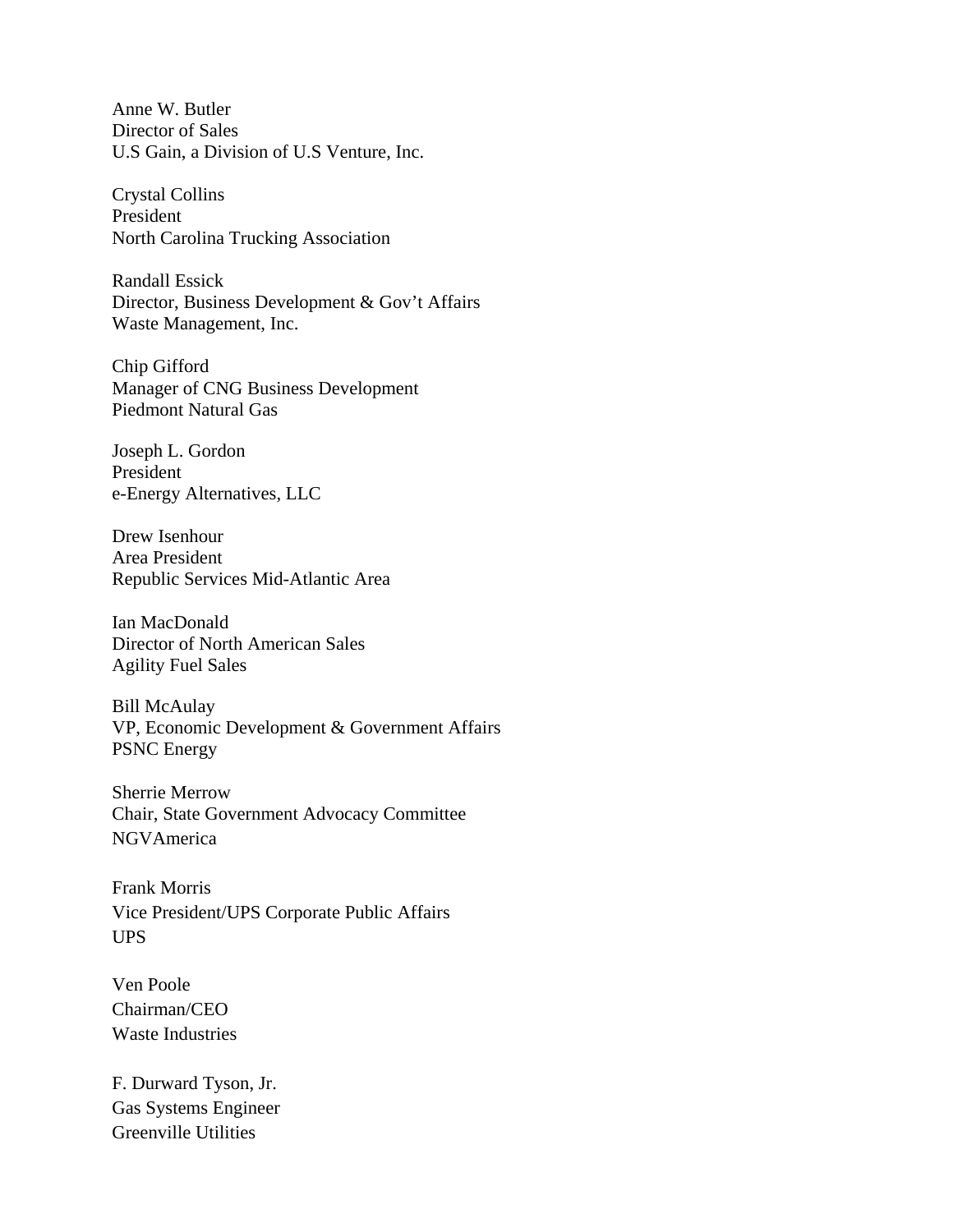Anne W. Butler
Director of Sales
U.S Gain, a Division of U.S Venture, Inc.

Crystal Collins
President
North Carolina Trucking Association

Randall Essick
Director, Business Development & Gov't Affairs
Waste Management, Inc.

Chip Gifford
Manager of CNG Business Development
Piedmont Natural Gas

Joseph L. Gordon
President
e-Energy Alternatives, LLC

Drew Isenhour
Area President
Republic Services Mid-Atlantic Area

Ian MacDonald
Director of North American Sales
Agility Fuel Sales

Bill McAulay
VP, Economic Development & Government Affairs
PSNC Energy

Sherrie Merrow
Chair, State Government Advocacy Committee
NGVAmerica

Frank Morris
Vice President/UPS Corporate Public Affairs
UPS

Ven Poole
Chairman/CEO
Waste Industries

F. Durward Tyson, Jr.
Gas Systems Engineer
Greenville Utilities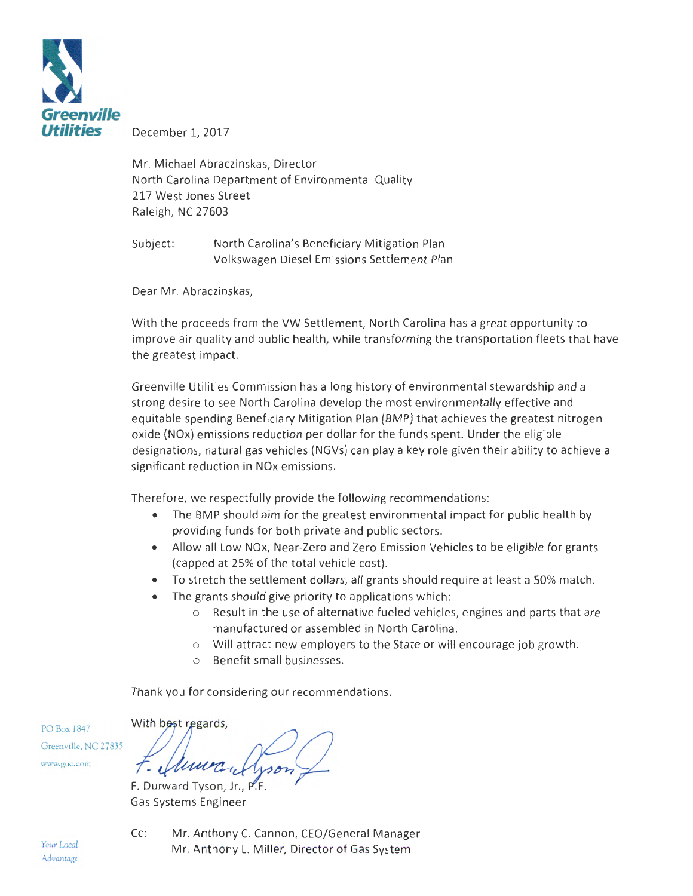Greenville Utilities

December 1, 2017

Mr. Michael Abraczinskas, Director
North Carolina Department of Environmental Quality
217 West Jones Street
Raleigh, NC 27603

Subject: North Carolina's Beneficiary Mitigation Plan
Volkswagen Diesel Emissions Settlement Plan

Dear Mr. Abraczinskas,

With the proceeds from the VW Settlement, North Carolina has a great opportunity to improve air quality and public health, while transforming the transportation fleets that have the greatest impact.

Greenville Utilities Commission has a long history of environmental stewardship and a strong desire to see North Carolina develop the most environmentally effective and equitable spending Beneficiary Mitigation Plan (BMP) that achieves the greatest nitrogen oxide (NOx) emissions reduction per dollar for the funds spent. Under the eligible designations, natural gas vehicles (NGVs) can play a key role given their ability to achieve a significant reduction in NOx emissions.

Therefore, we respectfully provide the following recommendations:

- The BMP should aim for the greatest environmental impact for public health by providing funds for both private and public sectors.
- Allow all Low NOx, Near-Zero and Zero Emission Vehicles to be eligible for grants (capped at 25% of the total vehicle cost).
- To stretch the settlement dollars, all grants should require at least a 50% match.
- The grants should give priority to applications which:
  - Result in the use of alternative fueled vehicles, engines and parts that are manufactured or assembled in North Carolina.
  - Will attract new employers to the State or will encourage job growth.
  - Benefit small businesses.

Thank you for considering our recommendations.

With best regards,

F. Durward Tyson, Jr., P.E.
Gas Systems Engineer

Cc: Mr. Anthony C. Cannon, CEO/General Manager
Mr. Anthony L. Miller, Director of Gas System

PO Box 1847
Greenville, NC 27835
www.guc.com

*Your Local Advantage*